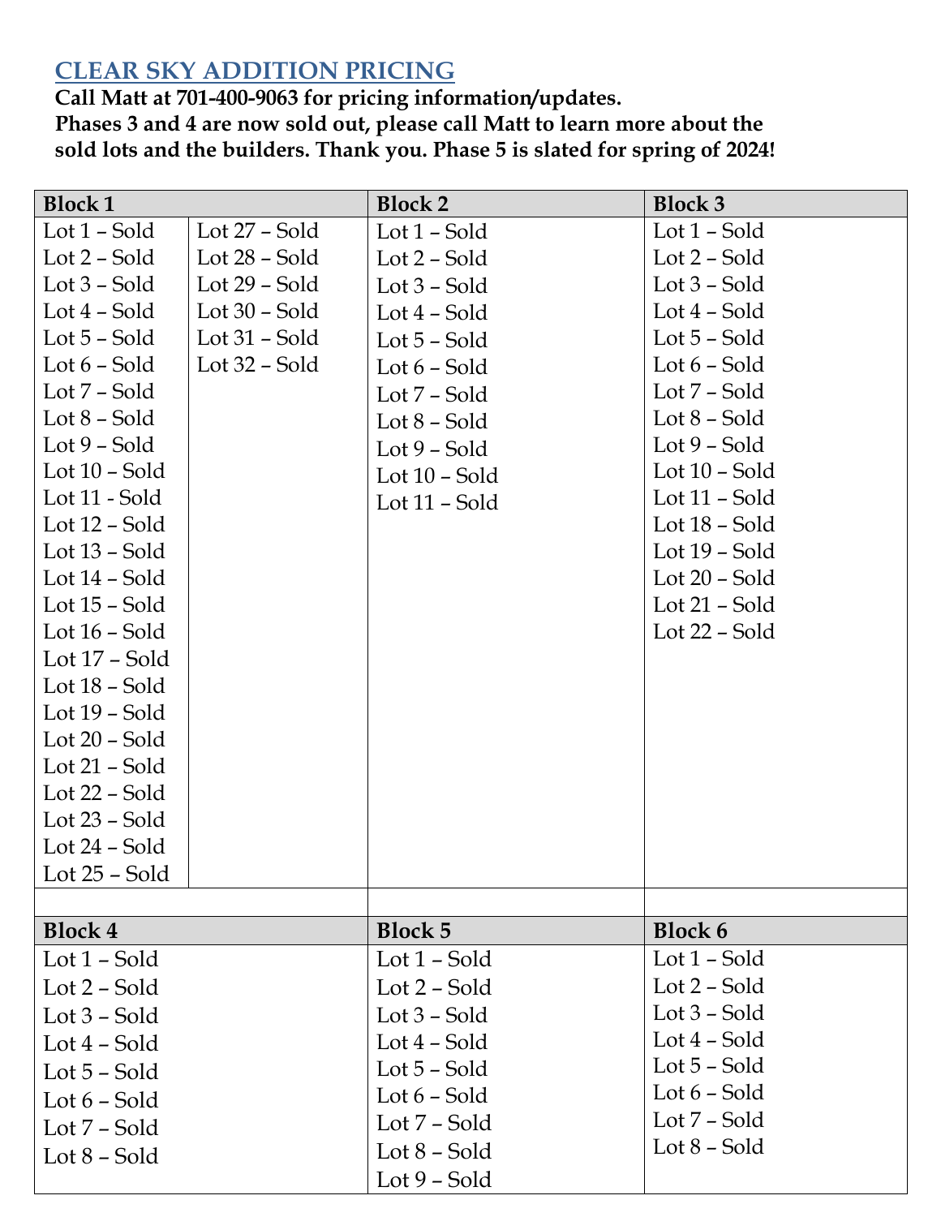## CLEAR SKY ADDITION PRICING

**Call Matt at 701-400-9063 for pricing information/updates.**
**Phases 3 and 4 are now sold out, please call Matt to learn more about the sold lots and the builders. Thank you. Phase 5 is slated for spring of 2024!**

| Block 1 | | Block 2 | Block 3 |
|---|---|---|---|
| Lot 1 – Sold | Lot 27 – Sold | Lot 1 – Sold | Lot 1 – Sold |
| Lot 2 – Sold | Lot 28 – Sold | Lot 2 – Sold | Lot 2 – Sold |
| Lot 3 – Sold | Lot 29 – Sold | Lot 3 – Sold | Lot 3 – Sold |
| Lot 4 – Sold | Lot 30 – Sold | Lot 4 – Sold | Lot 4 – Sold |
| Lot 5 – Sold | Lot 31 – Sold | Lot 5 – Sold | Lot 5 – Sold |
| Lot 6 – Sold | Lot 32 – Sold | Lot 6 – Sold | Lot 6 – Sold |
| Lot 7 – Sold | | Lot 7 – Sold | Lot 7 – Sold |
| Lot 8 – Sold | | Lot 8 – Sold | Lot 8 – Sold |
| Lot 9 – Sold | | Lot 9 – Sold | Lot 9 – Sold |
| Lot 10 – Sold | | Lot 10 – Sold | Lot 10 – Sold |
| Lot 11 - Sold | | Lot 11 – Sold | Lot 11 – Sold |
| Lot 12 – Sold | | | Lot 18 – Sold |
| Lot 13 – Sold | | | Lot 19 – Sold |
| Lot 14 – Sold | | | Lot 20 – Sold |
| Lot 15 – Sold | | | Lot 21 – Sold |
| Lot 16 – Sold | | | Lot 22 – Sold |
| Lot 17 – Sold | | | |
| Lot 18 – Sold | | | |
| Lot 19 – Sold | | | |
| Lot 20 – Sold | | | |
| Lot 21 – Sold | | | |
| Lot 22 – Sold | | | |
| Lot 23 – Sold | | | |
| Lot 24 – Sold | | | |
| Lot 25 – Sold | | | |

| Block 4 | Block 5 | Block 6 |
|---|---|---|
| Lot 1 – Sold | Lot 1 – Sold | Lot 1 – Sold |
| Lot 2 – Sold | Lot 2 – Sold | Lot 2 – Sold |
| Lot 3 – Sold | Lot 3 – Sold | Lot 3 – Sold |
| Lot 4 – Sold | Lot 4 – Sold | Lot 4 – Sold |
| Lot 5 – Sold | Lot 5 – Sold | Lot 5 – Sold |
| Lot 6 – Sold | Lot 6 – Sold | Lot 6 – Sold |
| Lot 7 – Sold | Lot 7 – Sold | Lot 7 – Sold |
| Lot 8 – Sold | Lot 8 – Sold | Lot 8 – Sold |
| | Lot 9 – Sold | |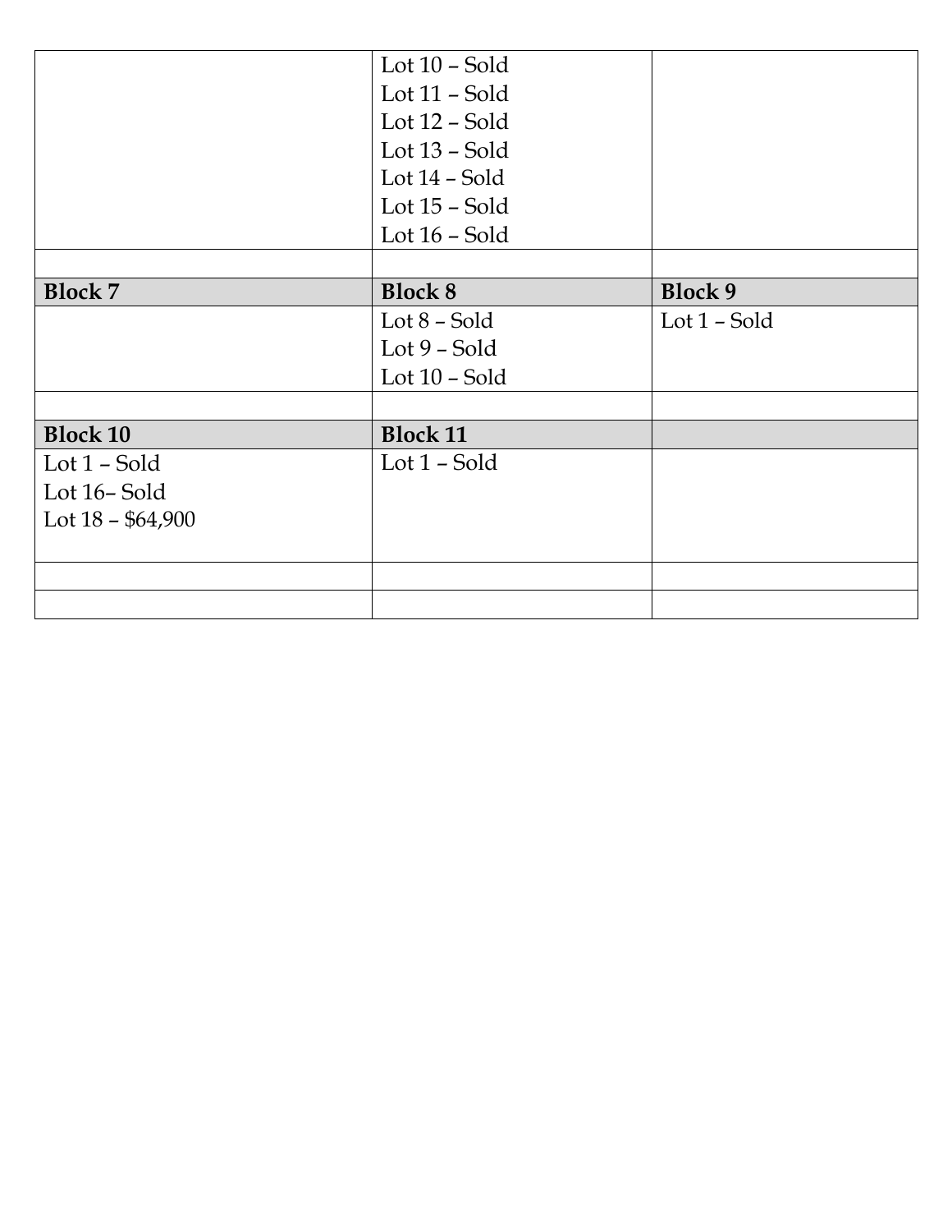| | | |
|---|---|---|
| | Lot 10 – Sold<br>Lot 11 – Sold<br>Lot 12 – Sold<br>Lot 13 – Sold<br>Lot 14 – Sold<br>Lot 15 – Sold<br>Lot 16 – Sold | |
| | | |
| **Block 7** | **Block 8** | **Block 9** |
| | Lot 8 – Sold<br>Lot 9 – Sold<br>Lot 10 – Sold | Lot 1 – Sold |
| | | |
| **Block 10** | **Block 11** | |
| Lot 1 – Sold<br>Lot 16– Sold<br>Lot 18 – $64,900 | Lot 1 – Sold | |
| | | |
| | | |